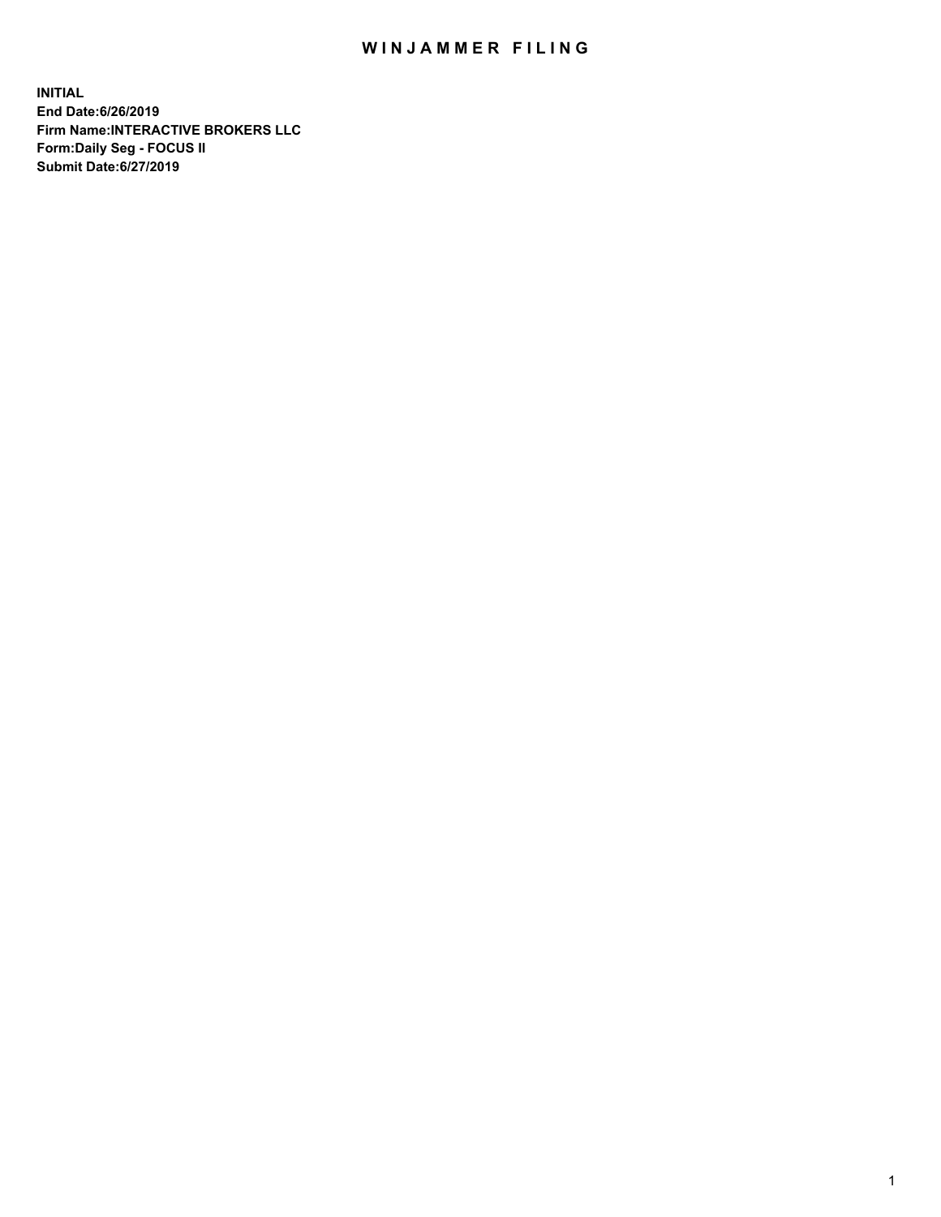# WINJAMMER FILING

**INITIAL**
**End Date:6/26/2019**
**Firm Name:INTERACTIVE BROKERS LLC**
**Form:Daily Seg - FOCUS II**
**Submit Date:6/27/2019**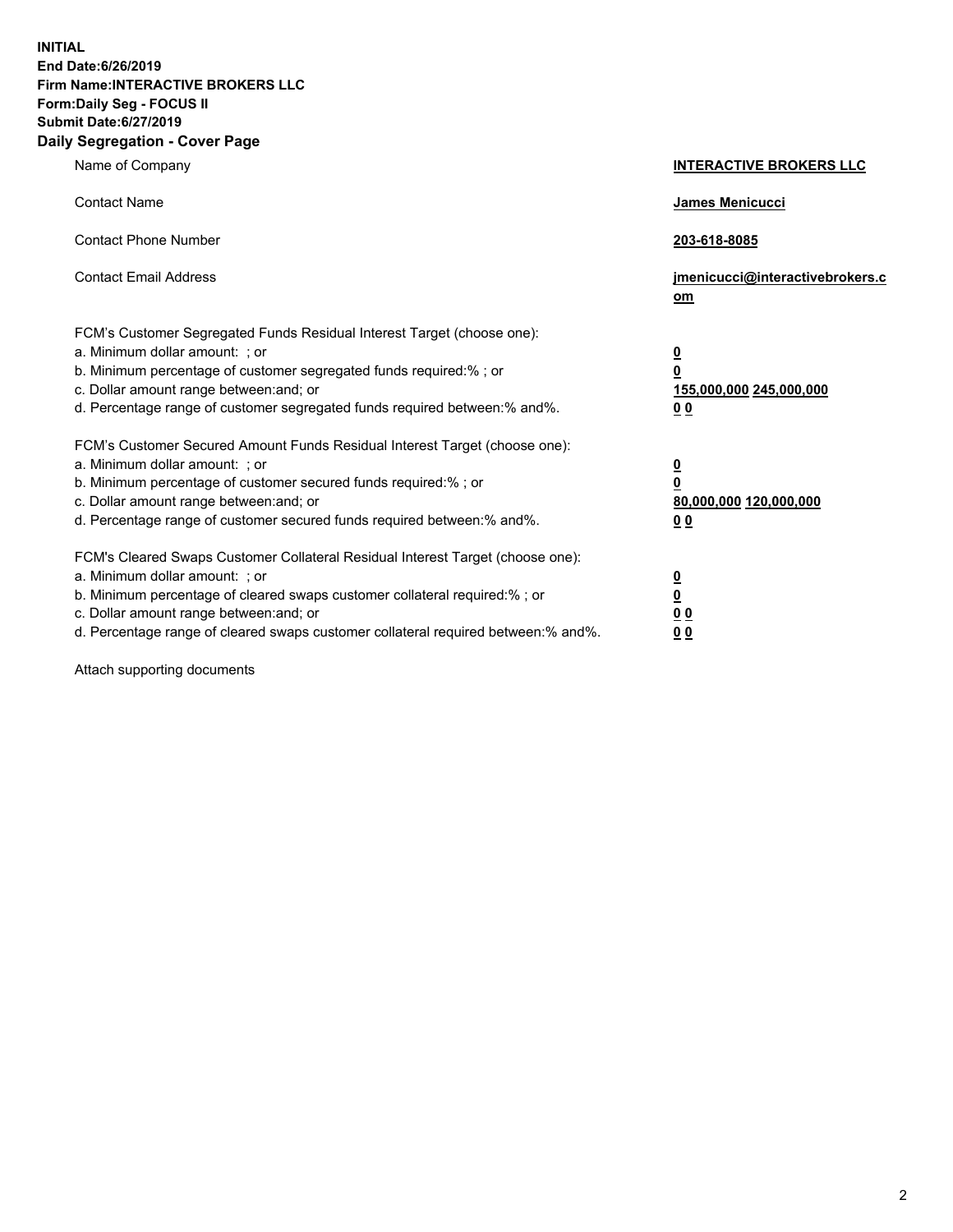**INITIAL**
**End Date:6/26/2019**
**Firm Name:INTERACTIVE BROKERS LLC**
**Form:Daily Seg - FOCUS II**
**Submit Date:6/27/2019**

## Daily Segregation - Cover Page

| | |
|---|---|
| Name of Company | **INTERACTIVE BROKERS LLC** |
| Contact Name | **James Menicucci** |
| Contact Phone Number | **203-618-8085** |
| Contact Email Address | **jmenicucci@interactivebrokers.com** |
| FCM's Customer Segregated Funds Residual Interest Target (choose one): | |
| a. Minimum dollar amount: ; or | **0** |
| b. Minimum percentage of customer segregated funds required:% ; or | **0** |
| c. Dollar amount range between:and; or | **155,000,000 245,000,000** |
| d. Percentage range of customer segregated funds required between:% and%. | **0 0** |
| FCM's Customer Secured Amount Funds Residual Interest Target (choose one): | |
| a. Minimum dollar amount: ; or | **0** |
| b. Minimum percentage of customer secured funds required:% ; or | **0** |
| c. Dollar amount range between:and; or | **80,000,000 120,000,000** |
| d. Percentage range of customer secured funds required between:% and%. | **0 0** |
| FCM's Cleared Swaps Customer Collateral Residual Interest Target (choose one): | |
| a. Minimum dollar amount: ; or | **0** |
| b. Minimum percentage of cleared swaps customer collateral required:% ; or | **0** |
| c. Dollar amount range between:and; or | **0 0** |
| d. Percentage range of cleared swaps customer collateral required between:% and%. | **0 0** |

Attach supporting documents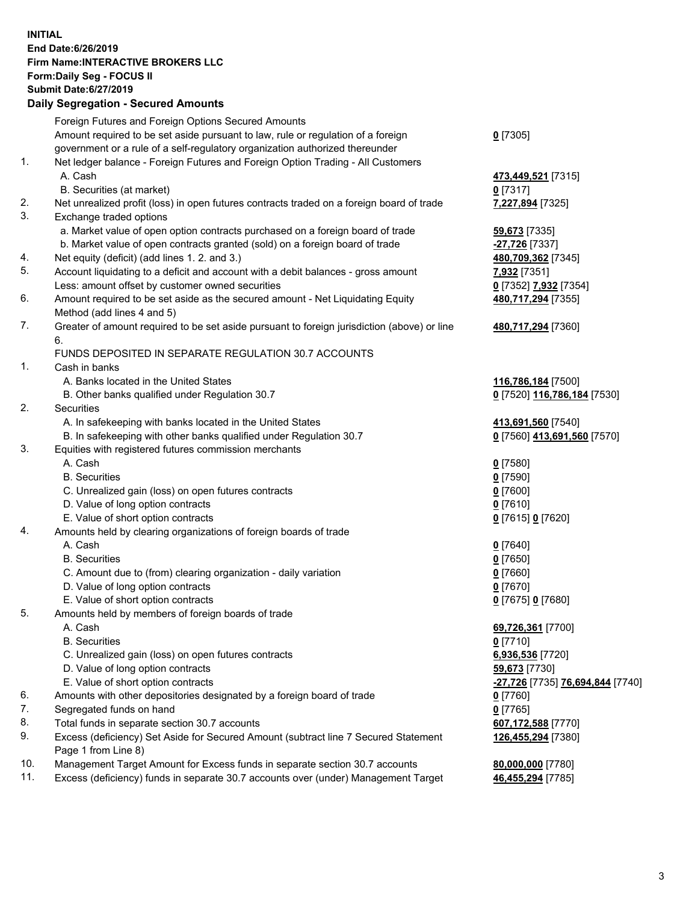**INITIAL**
**End Date:6/26/2019**
**Firm Name:INTERACTIVE BROKERS LLC**
**Form:Daily Seg - FOCUS II**
**Submit Date:6/27/2019**

**Daily Segregation - Secured Amounts**

| | | |
|---|---|---|
| | Foreign Futures and Foreign Options Secured Amounts | |
| | Amount required to be set aside pursuant to law, rule or regulation of a foreign government or a rule of a self-regulatory organization authorized thereunder | **0** [7305] |
| 1. | Net ledger balance - Foreign Futures and Foreign Option Trading - All Customers | |
| | A. Cash | **473,449,521** [7315] |
| | B. Securities (at market) | **0** [7317] |
| 2. | Net unrealized profit (loss) in open futures contracts traded on a foreign board of trade | **7,227,894** [7325] |
| 3. | Exchange traded options | |
| | a. Market value of open option contracts purchased on a foreign board of trade | **59,673** [7335] |
| | b. Market value of open contracts granted (sold) on a foreign board of trade | **-27,726** [7337] |
| 4. | Net equity (deficit) (add lines 1. 2. and 3.) | **480,709,362** [7345] |
| 5. | Account liquidating to a deficit and account with a debit balances - gross amount | **7,932** [7351] |
| | Less: amount offset by customer owned securities | **0** [7352] **7,932** [7354] |
| 6. | Amount required to be set aside as the secured amount - Net Liquidating Equity Method (add lines 4 and 5) | **480,717,294** [7355] |
| 7. | Greater of amount required to be set aside pursuant to foreign jurisdiction (above) or line 6. | **480,717,294** [7360] |
| | FUNDS DEPOSITED IN SEPARATE REGULATION 30.7 ACCOUNTS | |
| 1. | Cash in banks | |
| | A. Banks located in the United States | **116,786,184** [7500] |
| | B. Other banks qualified under Regulation 30.7 | **0** [7520] **116,786,184** [7530] |
| 2. | Securities | |
| | A. In safekeeping with banks located in the United States | **413,691,560** [7540] |
| | B. In safekeeping with other banks qualified under Regulation 30.7 | **0** [7560] **413,691,560** [7570] |
| 3. | Equities with registered futures commission merchants | |
| | A. Cash | **0** [7580] |
| | B. Securities | **0** [7590] |
| | C. Unrealized gain (loss) on open futures contracts | **0** [7600] |
| | D. Value of long option contracts | **0** [7610] |
| | E. Value of short option contracts | **0** [7615] **0** [7620] |
| 4. | Amounts held by clearing organizations of foreign boards of trade | |
| | A. Cash | **0** [7640] |
| | B. Securities | **0** [7650] |
| | C. Amount due to (from) clearing organization - daily variation | **0** [7660] |
| | D. Value of long option contracts | **0** [7670] |
| | E. Value of short option contracts | **0** [7675] **0** [7680] |
| 5. | Amounts held by members of foreign boards of trade | |
| | A. Cash | **69,726,361** [7700] |
| | B. Securities | **0** [7710] |
| | C. Unrealized gain (loss) on open futures contracts | **6,936,536** [7720] |
| | D. Value of long option contracts | **59,673** [7730] |
| | E. Value of short option contracts | **-27,726** [7735] **76,694,844** [7740] |
| 6. | Amounts with other depositories designated by a foreign board of trade | **0** [7760] |
| 7. | Segregated funds on hand | **0** [7765] |
| 8. | Total funds in separate section 30.7 accounts | **607,172,588** [7770] |
| 9. | Excess (deficiency) Set Aside for Secured Amount (subtract line 7 Secured Statement Page 1 from Line 8) | **126,455,294** [7380] |
| 10. | Management Target Amount for Excess funds in separate section 30.7 accounts | **80,000,000** [7780] |
| 11. | Excess (deficiency) funds in separate 30.7 accounts over (under) Management Target | **46,455,294** [7785] |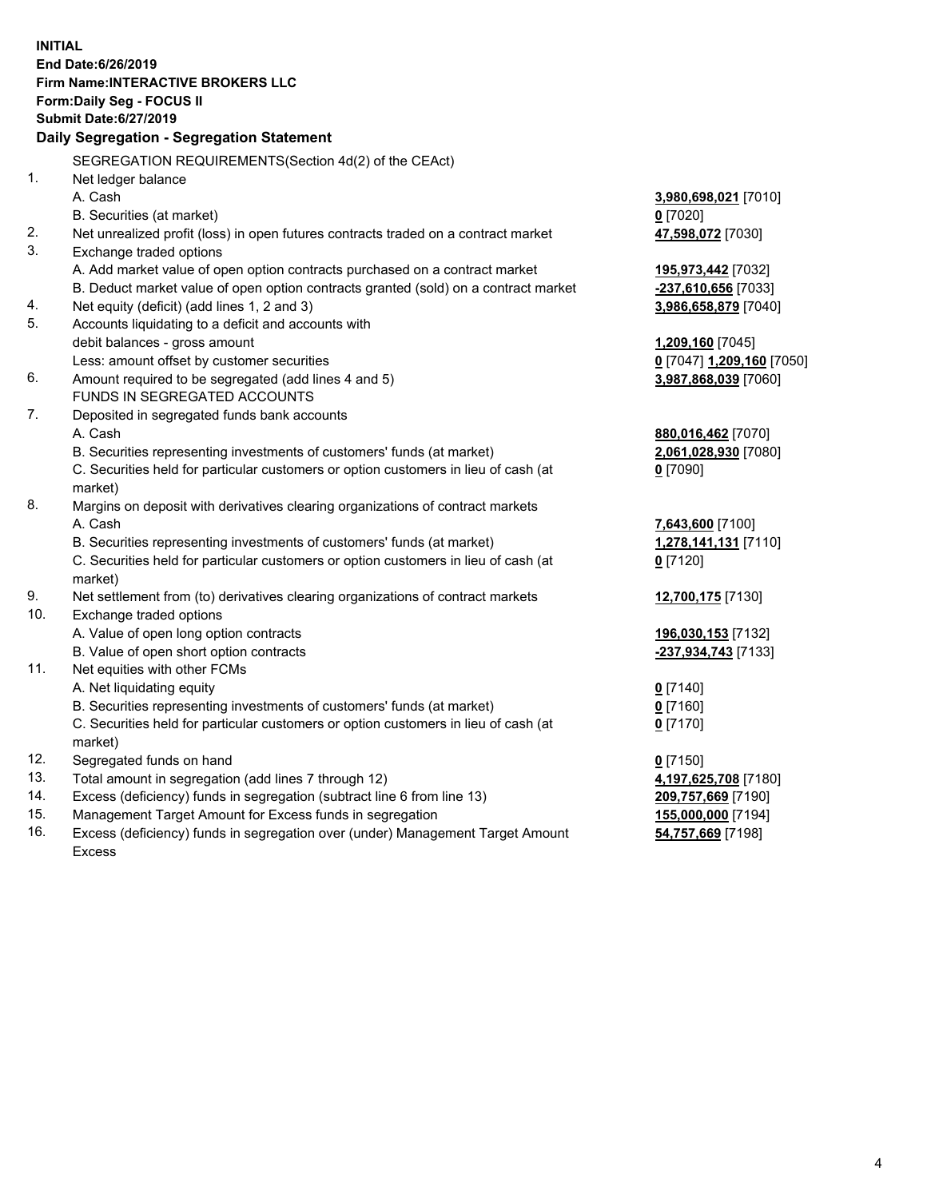**INITIAL**
**End Date:6/26/2019**
**Firm Name:INTERACTIVE BROKERS LLC**
**Form:Daily Seg - FOCUS II**
**Submit Date:6/27/2019**

## Daily Segregation - Segregation Statement

| | | |
|---|---|---|
| | SEGREGATION REQUIREMENTS(Section 4d(2) of the CEAct) | |
| 1. | Net ledger balance | |
| | A. Cash | **3,980,698,021** [7010] |
| | B. Securities (at market) | **0** [7020] |
| 2. | Net unrealized profit (loss) in open futures contracts traded on a contract market | **47,598,072** [7030] |
| 3. | Exchange traded options | |
| | A. Add market value of open option contracts purchased on a contract market | **195,973,442** [7032] |
| | B. Deduct market value of open option contracts granted (sold) on a contract market | **-237,610,656** [7033] |
| 4. | Net equity (deficit) (add lines 1, 2 and 3) | **3,986,658,879** [7040] |
| 5. | Accounts liquidating to a deficit and accounts with debit balances - gross amount | **1,209,160** [7045] |
| | Less: amount offset by customer securities | **0** [7047] **1,209,160** [7050] |
| 6. | Amount required to be segregated (add lines 4 and 5) | **3,987,868,039** [7060] |
| | FUNDS IN SEGREGATED ACCOUNTS | |
| 7. | Deposited in segregated funds bank accounts | |
| | A. Cash | **880,016,462** [7070] |
| | B. Securities representing investments of customers' funds (at market) | **2,061,028,930** [7080] |
| | C. Securities held for particular customers or option customers in lieu of cash (at market) | **0** [7090] |
| 8. | Margins on deposit with derivatives clearing organizations of contract markets | |
| | A. Cash | **7,643,600** [7100] |
| | B. Securities representing investments of customers' funds (at market) | **1,278,141,131** [7110] |
| | C. Securities held for particular customers or option customers in lieu of cash (at market) | **0** [7120] |
| 9. | Net settlement from (to) derivatives clearing organizations of contract markets | **12,700,175** [7130] |
| 10. | Exchange traded options | |
| | A. Value of open long option contracts | **196,030,153** [7132] |
| | B. Value of open short option contracts | **-237,934,743** [7133] |
| 11. | Net equities with other FCMs | |
| | A. Net liquidating equity | **0** [7140] |
| | B. Securities representing investments of customers' funds (at market) | **0** [7160] |
| | C. Securities held for particular customers or option customers in lieu of cash (at market) | **0** [7170] |
| 12. | Segregated funds on hand | **0** [7150] |
| 13. | Total amount in segregation (add lines 7 through 12) | **4,197,625,708** [7180] |
| 14. | Excess (deficiency) funds in segregation (subtract line 6 from line 13) | **209,757,669** [7190] |
| 15. | Management Target Amount for Excess funds in segregation | **155,000,000** [7194] |
| 16. | Excess (deficiency) funds in segregation over (under) Management Target Amount Excess | **54,757,669** [7198] |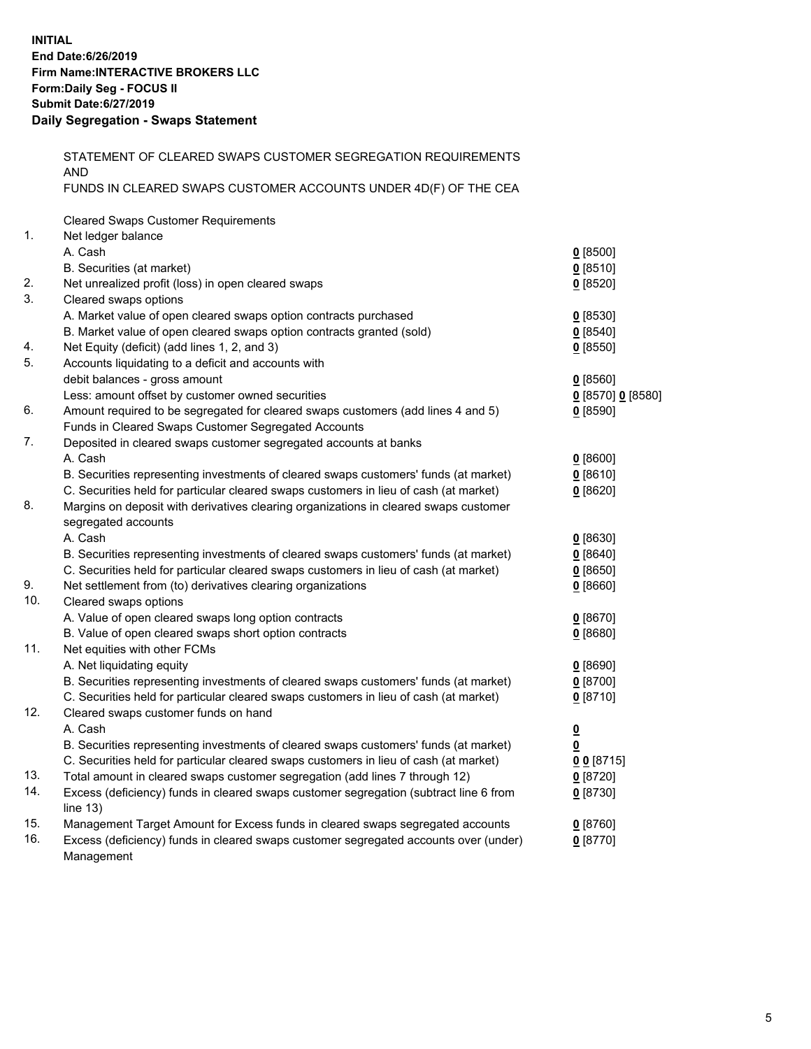**INITIAL**
**End Date:6/26/2019**
**Firm Name:INTERACTIVE BROKERS LLC**
**Form:Daily Seg - FOCUS II**
**Submit Date:6/27/2019**
**Daily Segregation - Swaps Statement**

STATEMENT OF CLEARED SWAPS CUSTOMER SEGREGATION REQUIREMENTS AND FUNDS IN CLEARED SWAPS CUSTOMER ACCOUNTS UNDER 4D(F) OF THE CEA

| | | |
|---|---|---|
| | Cleared Swaps Customer Requirements | |
| 1. | Net ledger balance | |
| | A. Cash | 0 [8500] |
| | B. Securities (at market) | 0 [8510] |
| 2. | Net unrealized profit (loss) in open cleared swaps | 0 [8520] |
| 3. | Cleared swaps options | |
| | A. Market value of open cleared swaps option contracts purchased | 0 [8530] |
| | B. Market value of open cleared swaps option contracts granted (sold) | 0 [8540] |
| 4. | Net Equity (deficit) (add lines 1, 2, and 3) | 0 [8550] |
| 5. | Accounts liquidating to a deficit and accounts with | |
| | debit balances - gross amount | 0 [8560] |
| | Less: amount offset by customer owned securities | 0 [8570] 0 [8580] |
| 6. | Amount required to be segregated for cleared swaps customers (add lines 4 and 5) | 0 [8590] |
| | Funds in Cleared Swaps Customer Segregated Accounts | |
| 7. | Deposited in cleared swaps customer segregated accounts at banks | |
| | A. Cash | 0 [8600] |
| | B. Securities representing investments of cleared swaps customers' funds (at market) | 0 [8610] |
| | C. Securities held for particular cleared swaps customers in lieu of cash (at market) | 0 [8620] |
| 8. | Margins on deposit with derivatives clearing organizations in cleared swaps customer segregated accounts | |
| | A. Cash | 0 [8630] |
| | B. Securities representing investments of cleared swaps customers' funds (at market) | 0 [8640] |
| | C. Securities held for particular cleared swaps customers in lieu of cash (at market) | 0 [8650] |
| 9. | Net settlement from (to) derivatives clearing organizations | 0 [8660] |
| 10. | Cleared swaps options | |
| | A. Value of open cleared swaps long option contracts | 0 [8670] |
| | B. Value of open cleared swaps short option contracts | 0 [8680] |
| 11. | Net equities with other FCMs | |
| | A. Net liquidating equity | 0 [8690] |
| | B. Securities representing investments of cleared swaps customers' funds (at market) | 0 [8700] |
| | C. Securities held for particular cleared swaps customers in lieu of cash (at market) | 0 [8710] |
| 12. | Cleared swaps customer funds on hand | |
| | A. Cash | 0 |
| | B. Securities representing investments of cleared swaps customers' funds (at market) | 0 |
| | C. Securities held for particular cleared swaps customers in lieu of cash (at market) | 0 0 [8715] |
| 13. | Total amount in cleared swaps customer segregation (add lines 7 through 12) | 0 [8720] |
| 14. | Excess (deficiency) funds in cleared swaps customer segregation (subtract line 6 from line 13) | 0 [8730] |
| 15. | Management Target Amount for Excess funds in cleared swaps segregated accounts | 0 [8760] |
| 16. | Excess (deficiency) funds in cleared swaps customer segregated accounts over (under) Management | 0 [8770] |